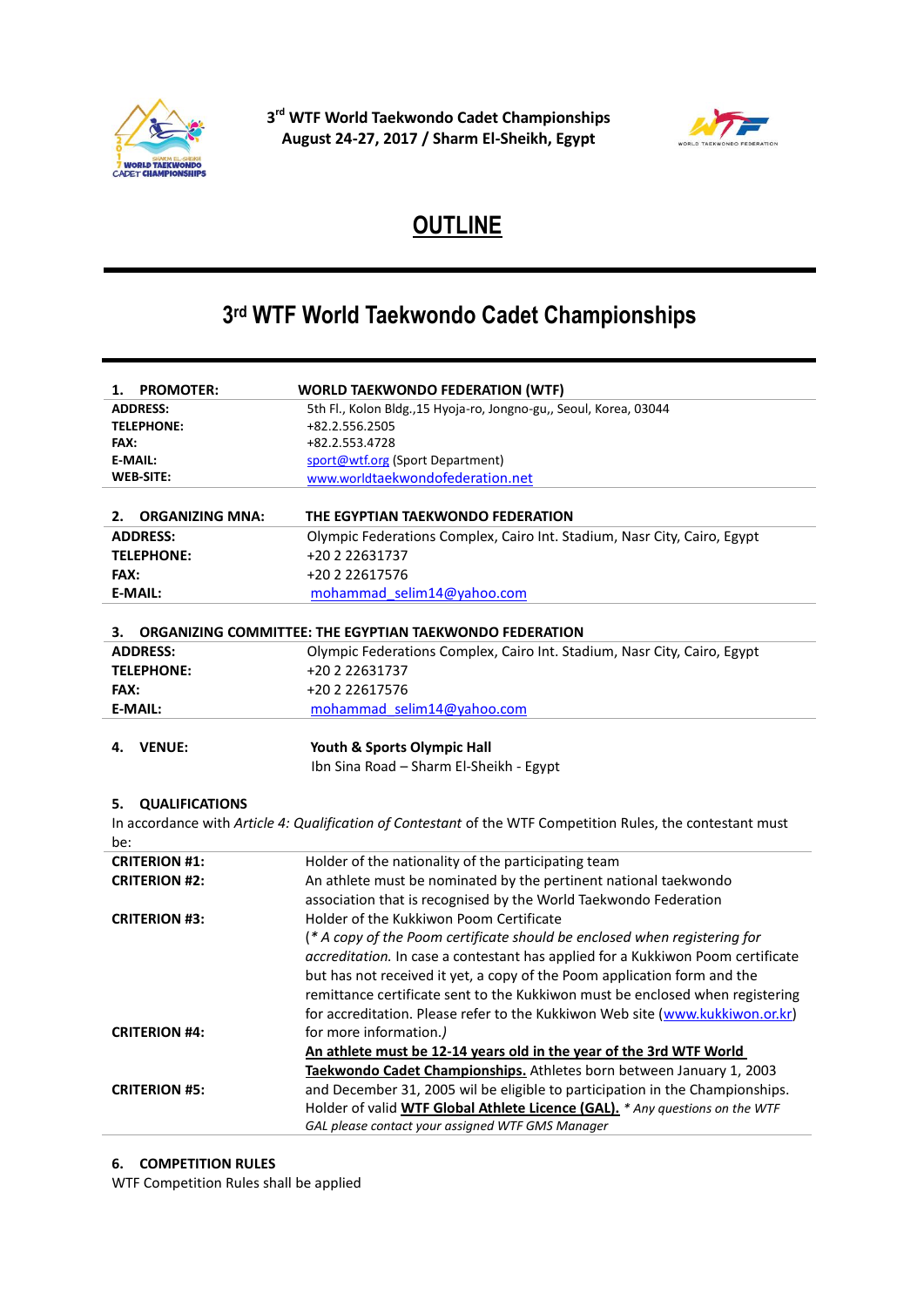**3rd WTF World Taekwondo Cadet Championships**
**August 24-27, 2017 / Sharm El-Sheikh, Egypt**

# OUTLINE

## 3rd WTF World Taekwondo Cadet Championships

| **1. PROMOTER:** | **WORLD TAEKWONDO FEDERATION (WTF)** |
|---|---|
| **ADDRESS:** | 5th Fl., Kolon Bldg.,15 Hyoja-ro, Jongno-gu,, Seoul, Korea, 03044 |
| **TELEPHONE:** | +82.2.556.2505 |
| **FAX:** | +82.2.553.4728 |
| **E-MAIL:** | sport@wtf.org (Sport Department) |
| **WEB-SITE:** | www.worldtaekwondofederation.net |

| **2. ORGANIZING MNA:** | **THE EGYPTIAN TAEKWONDO FEDERATION** |
|---|---|
| **ADDRESS:** | Olympic Federations Complex, Cairo Int. Stadium, Nasr City, Cairo, Egypt |
| **TELEPHONE:** | +20 2 22631737 |
| **FAX:** | +20 2 22617576 |
| **E-MAIL:** | mohammad_selim14@yahoo.com |

| **3. ORGANIZING COMMITTEE: THE EGYPTIAN TAEKWONDO FEDERATION** | |
|---|---|
| **ADDRESS:** | Olympic Federations Complex, Cairo Int. Stadium, Nasr City, Cairo, Egypt |
| **TELEPHONE:** | +20 2 22631737 |
| **FAX:** | +20 2 22617576 |
| **E-MAIL:** | mohammad_selim14@yahoo.com |

**4. VENUE:** **Youth & Sports Olympic Hall**
Ibn Sina Road – Sharm El-Sheikh - Egypt

**5. QUALIFICATIONS**

In accordance with *Article 4: Qualification of Contestant* of the WTF Competition Rules, the contestant must be:

| | |
|---|---|
| **CRITERION #1:** | Holder of the nationality of the participating team |
| **CRITERION #2:** | An athlete must be nominated by the pertinent national taekwondo association that is recognised by the World Taekwondo Federation |
| **CRITERION #3:** | Holder of the Kukkiwon Poom Certificate (*\* A copy of the Poom certificate should be enclosed when registering for accreditation.* In case a contestant has applied for a Kukkiwon Poom certificate but has not received it yet, a copy of the Poom application form and the remittance certificate sent to the Kukkiwon must be enclosed when registering for accreditation. Please refer to the Kukkiwon Web site (www.kukkiwon.or.kr) for more information.*)* |
| **CRITERION #4:** | **An athlete must be 12-14 years old in the year of the 3rd WTF World Taekwondo Cadet Championships.** Athletes born between January 1, 2003 and December 31, 2005 wil be eligible to participation in the Championships. |
| **CRITERION #5:** | Holder of valid **WTF Global Athlete Licence (GAL).** *\* Any questions on the WTF GAL please contact your assigned WTF GMS Manager* |

**6. COMPETITION RULES**

WTF Competition Rules shall be applied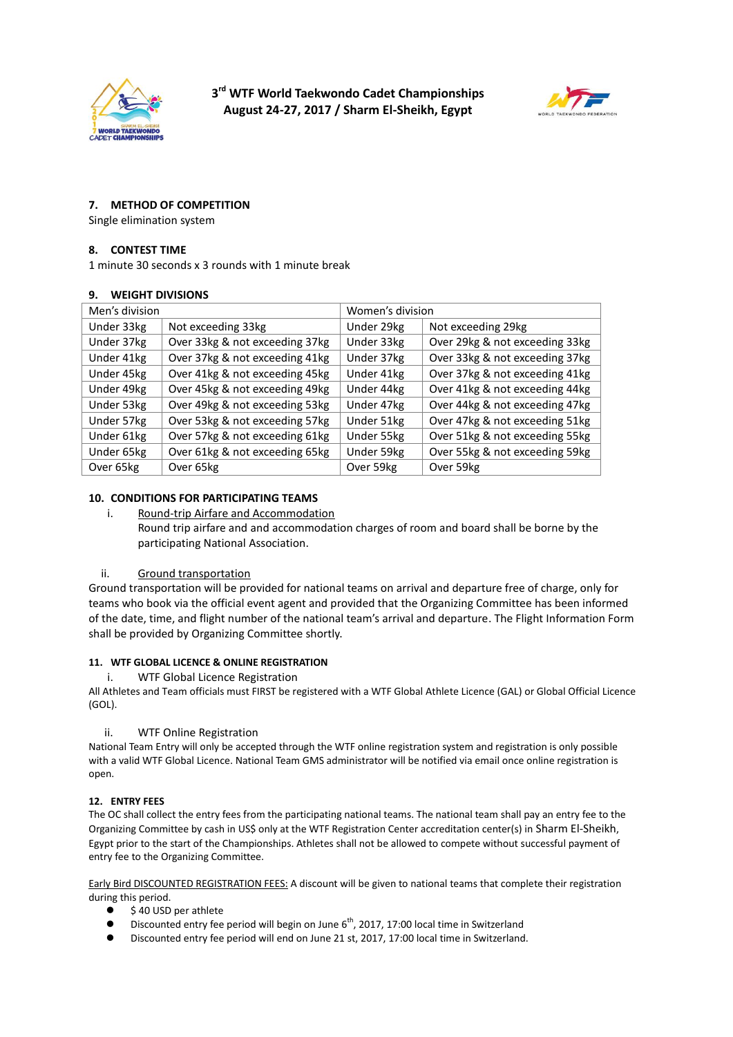## 7. METHOD OF COMPETITION

Single elimination system

## 8. CONTEST TIME

1 minute 30 seconds x 3 rounds with 1 minute break

## 9. WEIGHT DIVISIONS

| Men's division | | Women's division | |
|---|---|---|---|
| Under 33kg | Not exceeding 33kg | Under 29kg | Not exceeding 29kg |
| Under 37kg | Over 33kg & not exceeding 37kg | Under 33kg | Over 29kg & not exceeding 33kg |
| Under 41kg | Over 37kg & not exceeding 41kg | Under 37kg | Over 33kg & not exceeding 37kg |
| Under 45kg | Over 41kg & not exceeding 45kg | Under 41kg | Over 37kg & not exceeding 41kg |
| Under 49kg | Over 45kg & not exceeding 49kg | Under 44kg | Over 41kg & not exceeding 44kg |
| Under 53kg | Over 49kg & not exceeding 53kg | Under 47kg | Over 44kg & not exceeding 47kg |
| Under 57kg | Over 53kg & not exceeding 57kg | Under 51kg | Over 47kg & not exceeding 51kg |
| Under 61kg | Over 57kg & not exceeding 61kg | Under 55kg | Over 51kg & not exceeding 55kg |
| Under 65kg | Over 61kg & not exceeding 65kg | Under 59kg | Over 55kg & not exceeding 59kg |
| Over 65kg | Over 65kg | Over 59kg | Over 59kg |

## 10. CONDITIONS FOR PARTICIPATING TEAMS

i. Round-trip Airfare and Accommodation

Round trip airfare and and accommodation charges of room and board shall be borne by the participating National Association.

ii. Ground transportation

Ground transportation will be provided for national teams on arrival and departure free of charge, only for teams who book via the official event agent and provided that the Organizing Committee has been informed of the date, time, and flight number of the national team's arrival and departure. The Flight Information Form shall be provided by Organizing Committee shortly.

## 11. WTF GLOBAL LICENCE & ONLINE REGISTRATION

i. WTF Global Licence Registration

All Athletes and Team officials must FIRST be registered with a WTF Global Athlete Licence (GAL) or Global Official Licence (GOL).

ii. WTF Online Registration

National Team Entry will only be accepted through the WTF online registration system and registration is only possible with a valid WTF Global Licence. National Team GMS administrator will be notified via email once online registration is open.

## 12. ENTRY FEES

The OC shall collect the entry fees from the participating national teams. The national team shall pay an entry fee to the Organizing Committee by cash in US$ only at the WTF Registration Center accreditation center(s) in Sharm El-Sheikh, Egypt prior to the start of the Championships. Athletes shall not be allowed to compete without successful payment of entry fee to the Organizing Committee.

Early Bird DISCOUNTED REGISTRATION FEES: A discount will be given to national teams that complete their registration during this period.

- $ 40 USD per athlete
- Discounted entry fee period will begin on June 6th, 2017, 17:00 local time in Switzerland
- Discounted entry fee period will end on June 21 st, 2017, 17:00 local time in Switzerland.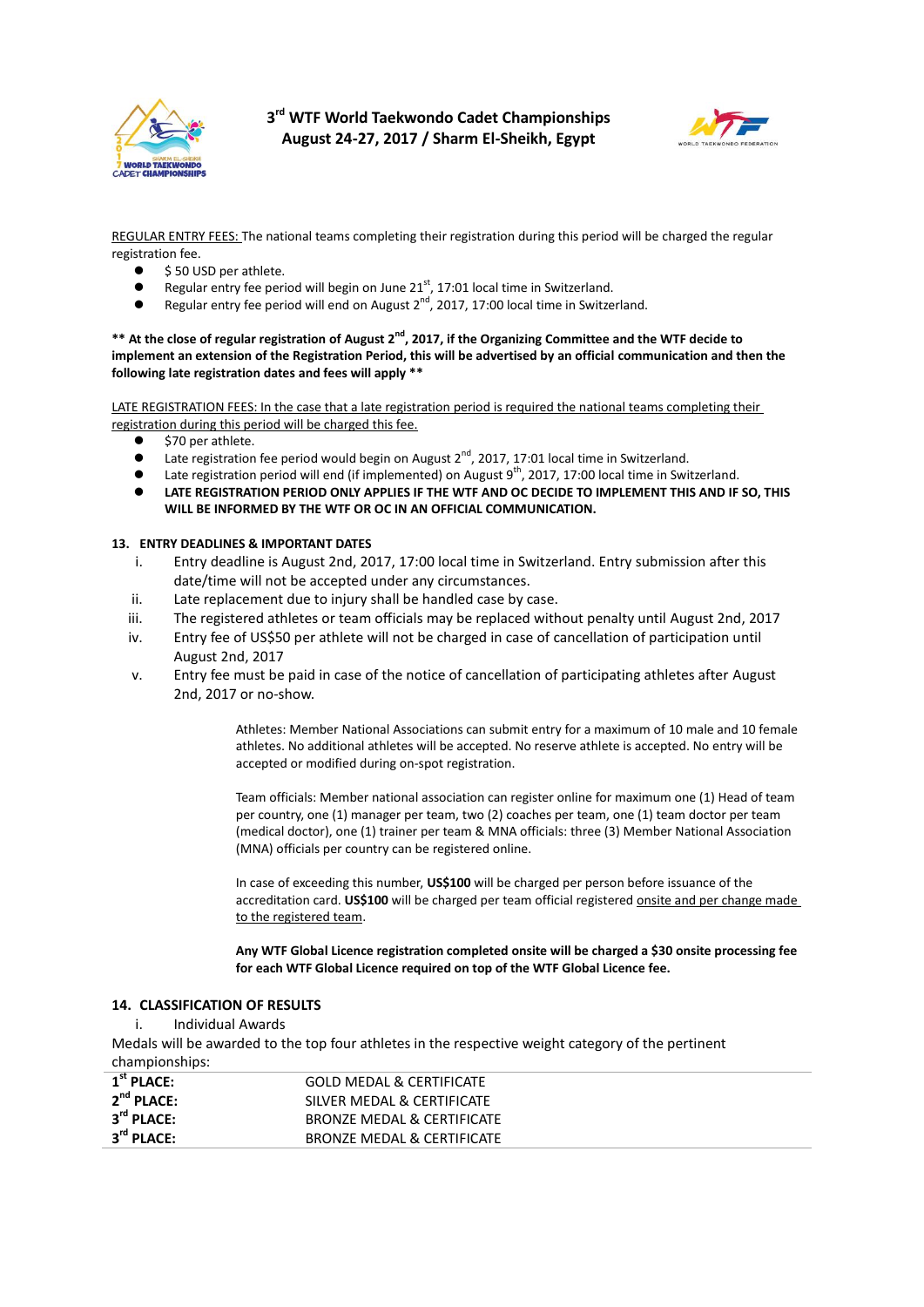REGULAR ENTRY FEES: The national teams completing their registration during this period will be charged the regular registration fee.

- $ 50 USD per athlete.
- Regular entry fee period will begin on June 21st, 17:01 local time in Switzerland.
- Regular entry fee period will end on August 2nd, 2017, 17:00 local time in Switzerland.

**** At the close of regular registration of August 2nd, 2017, if the Organizing Committee and the WTF decide to implement an extension of the Registration Period, this will be advertised by an official communication and then the following late registration dates and fees will apply ****

LATE REGISTRATION FEES: In the case that a late registration period is required the national teams completing their registration during this period will be charged this fee.

- $70 per athlete.
- Late registration fee period would begin on August 2nd, 2017, 17:01 local time in Switzerland.
- Late registration period will end (if implemented) on August 9th, 2017, 17:00 local time in Switzerland.
- **LATE REGISTRATION PERIOD ONLY APPLIES IF THE WTF AND OC DECIDE TO IMPLEMENT THIS AND IF SO, THIS WILL BE INFORMED BY THE WTF OR OC IN AN OFFICIAL COMMUNICATION.**

## 13. ENTRY DEADLINES & IMPORTANT DATES

i. Entry deadline is August 2nd, 2017, 17:00 local time in Switzerland. Entry submission after this date/time will not be accepted under any circumstances.
ii. Late replacement due to injury shall be handled case by case.
iii. The registered athletes or team officials may be replaced without penalty until August 2nd, 2017
iv. Entry fee of US$50 per athlete will not be charged in case of cancellation of participation until August 2nd, 2017
v. Entry fee must be paid in case of the notice of cancellation of participating athletes after August 2nd, 2017 or no-show.

Athletes: Member National Associations can submit entry for a maximum of 10 male and 10 female athletes. No additional athletes will be accepted. No reserve athlete is accepted. No entry will be accepted or modified during on-spot registration.

Team officials: Member national association can register online for maximum one (1) Head of team per country, one (1) manager per team, two (2) coaches per team, one (1) team doctor per team (medical doctor), one (1) trainer per team & MNA officials: three (3) Member National Association (MNA) officials per country can be registered online.

In case of exceeding this number, **US$100** will be charged per person before issuance of the accreditation card. **US$100** will be charged per team official registered onsite and per change made to the registered team.

**Any WTF Global Licence registration completed onsite will be charged a $30 onsite processing fee for each WTF Global Licence required on top of the WTF Global Licence fee.**

## 14. CLASSIFICATION OF RESULTS

i. Individual Awards

Medals will be awarded to the top four athletes in the respective weight category of the pertinent championships:

| | |
|---|---|
| **1st PLACE:** | GOLD MEDAL & CERTIFICATE |
| **2nd PLACE:** | SILVER MEDAL & CERTIFICATE |
| **3rd PLACE:** | BRONZE MEDAL & CERTIFICATE |
| **3rd PLACE:** | BRONZE MEDAL & CERTIFICATE |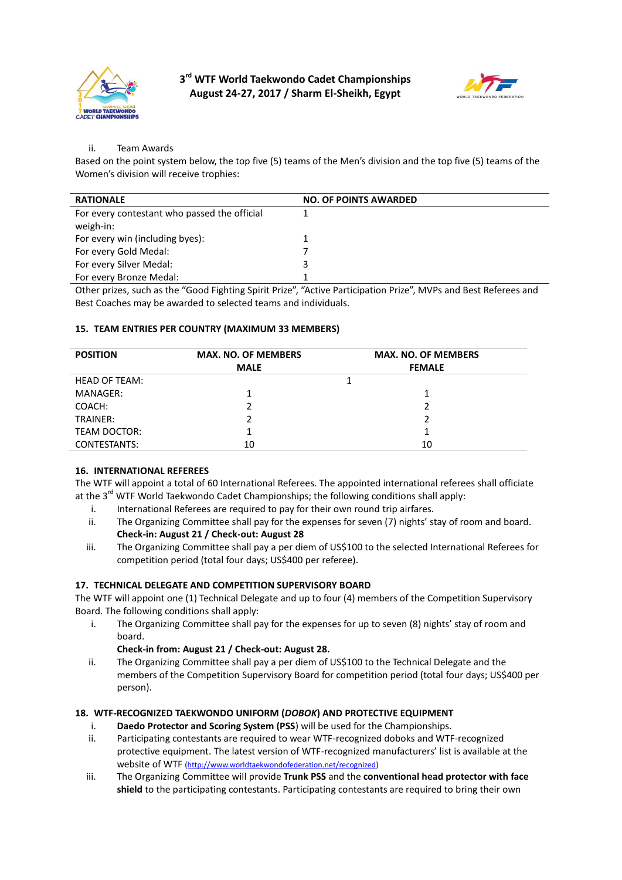ii. Team Awards

Based on the point system below, the top five (5) teams of the Men's division and the top five (5) teams of the Women's division will receive trophies:

| RATIONALE | NO. OF POINTS AWARDED |
|---|---|
| For every contestant who passed the official weigh-in: | 1 |
| For every win (including byes): | 1 |
| For every Gold Medal: | 7 |
| For every Silver Medal: | 3 |
| For every Bronze Medal: | 1 |

Other prizes, such as the "Good Fighting Spirit Prize", "Active Participation Prize", MVPs and Best Referees and Best Coaches may be awarded to selected teams and individuals.

## 15. TEAM ENTRIES PER COUNTRY (MAXIMUM 33 MEMBERS)

| POSITION | MAX. NO. OF MEMBERS MALE | MAX. NO. OF MEMBERS FEMALE |
|---|---|---|
| HEAD OF TEAM: | 1 | |
| MANAGER: | 1 | 1 |
| COACH: | 2 | 2 |
| TRAINER: | 2 | 2 |
| TEAM DOCTOR: | 1 | 1 |
| CONTESTANTS: | 10 | 10 |

## 16. INTERNATIONAL REFEREES

The WTF will appoint a total of 60 International Referees. The appointed international referees shall officiate at the 3rd WTF World Taekwondo Cadet Championships; the following conditions shall apply:

i. International Referees are required to pay for their own round trip airfares.

ii. The Organizing Committee shall pay for the expenses for seven (7) nights' stay of room and board. **Check-in: August 21 / Check-out: August 28**

iii. The Organizing Committee shall pay a per diem of US$100 to the selected International Referees for competition period (total four days; US$400 per referee).

## 17. TECHNICAL DELEGATE AND COMPETITION SUPERVISORY BOARD

The WTF will appoint one (1) Technical Delegate and up to four (4) members of the Competition Supervisory Board. The following conditions shall apply:

i. The Organizing Committee shall pay for the expenses for up to seven (8) nights' stay of room and board.
**Check-in from: August 21 / Check-out: August 28.**

ii. The Organizing Committee shall pay a per diem of US$100 to the Technical Delegate and the members of the Competition Supervisory Board for competition period (total four days; US$400 per person).

## 18. WTF-RECOGNIZED TAEKWONDO UNIFORM (*DOBOK*) AND PROTECTIVE EQUIPMENT

i. **Daedo Protector and Scoring System (PSS)** will be used for the Championships.

ii. Participating contestants are required to wear WTF-recognized doboks and WTF-recognized protective equipment. The latest version of WTF-recognized manufacturers' list is available at the website of WTF (http://www.worldtaekwondofederation.net/recognized)

iii. The Organizing Committee will provide **Trunk PSS** and the **conventional head protector with face shield** to the participating contestants. Participating contestants are required to bring their own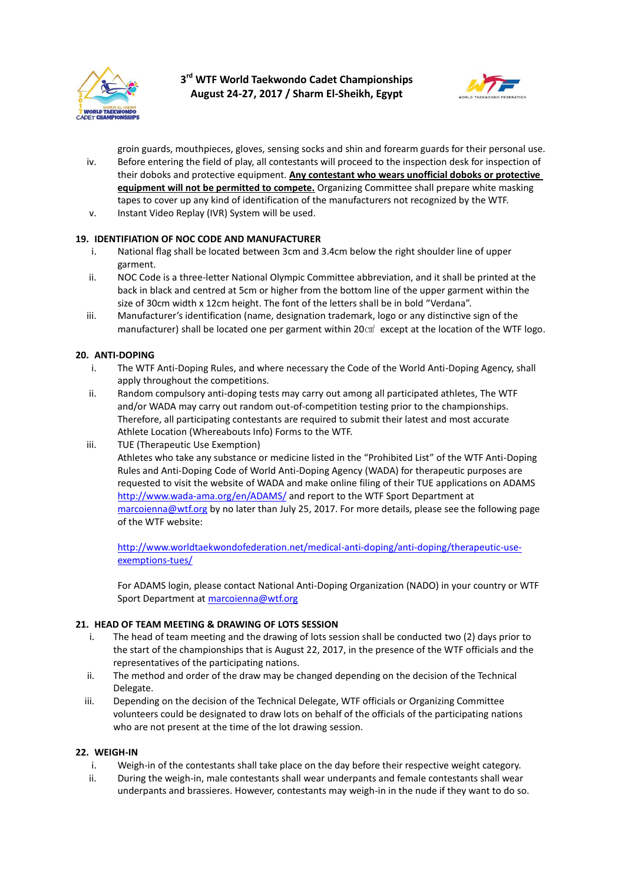groin guards, mouthpieces, gloves, sensing socks and shin and forearm guards for their personal use.

iv. Before entering the field of play, all contestants will proceed to the inspection desk for inspection of their doboks and protective equipment. **Any contestant who wears unofficial doboks or protective equipment will not be permitted to compete.** Organizing Committee shall prepare white masking tapes to cover up any kind of identification of the manufacturers not recognized by the WTF.

v. Instant Video Replay (IVR) System will be used.

## 19. IDENTIFIATION OF NOC CODE AND MANUFACTURER

i. National flag shall be located between 3cm and 3.4cm below the right shoulder line of upper garment.

ii. NOC Code is a three-letter National Olympic Committee abbreviation, and it shall be printed at the back in black and centred at 5cm or higher from the bottom line of the upper garment within the size of 30cm width x 12cm height. The font of the letters shall be in bold "Verdana".

iii. Manufacturer's identification (name, designation trademark, logo or any distinctive sign of the manufacturer) shall be located one per garment within 20㎠ except at the location of the WTF logo.

## 20. ANTI-DOPING

i. The WTF Anti-Doping Rules, and where necessary the Code of the World Anti-Doping Agency, shall apply throughout the competitions.

ii. Random compulsory anti-doping tests may carry out among all participated athletes, The WTF and/or WADA may carry out random out-of-competition testing prior to the championships. Therefore, all participating contestants are required to submit their latest and most accurate Athlete Location (Whereabouts Info) Forms to the WTF.

iii. TUE (Therapeutic Use Exemption)

Athletes who take any substance or medicine listed in the "Prohibited List" of the WTF Anti-Doping Rules and Anti-Doping Code of World Anti-Doping Agency (WADA) for therapeutic purposes are requested to visit the website of WADA and make online filing of their TUE applications on ADAMS http://www.wada-ama.org/en/ADAMS/ and report to the WTF Sport Department at marcoienna@wtf.org by no later than July 25, 2017. For more details, please see the following page of the WTF website:

http://www.worldtaekwondofederation.net/medical-anti-doping/anti-doping/therapeutic-use-exemptions-tues/

For ADAMS login, please contact National Anti-Doping Organization (NADO) in your country or WTF Sport Department at marcoienna@wtf.org

## 21. HEAD OF TEAM MEETING & DRAWING OF LOTS SESSION

i. The head of team meeting and the drawing of lots session shall be conducted two (2) days prior to the start of the championships that is August 22, 2017, in the presence of the WTF officials and the representatives of the participating nations.

ii. The method and order of the draw may be changed depending on the decision of the Technical Delegate.

iii. Depending on the decision of the Technical Delegate, WTF officials or Organizing Committee volunteers could be designated to draw lots on behalf of the officials of the participating nations who are not present at the time of the lot drawing session.

## 22. WEIGH-IN

i. Weigh-in of the contestants shall take place on the day before their respective weight category.

ii. During the weigh-in, male contestants shall wear underpants and female contestants shall wear underpants and brassieres. However, contestants may weigh-in in the nude if they want to do so.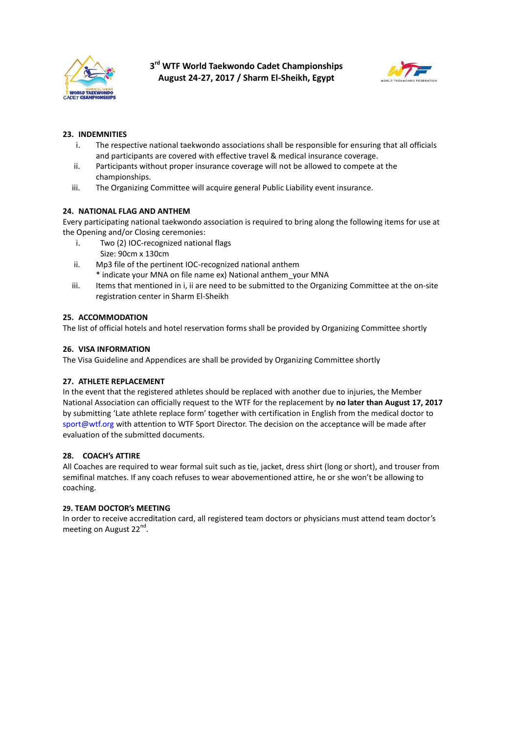## 23. INDEMNITIES

i. The respective national taekwondo associations shall be responsible for ensuring that all officials and participants are covered with effective travel & medical insurance coverage.
ii. Participants without proper insurance coverage will not be allowed to compete at the championships.
iii. The Organizing Committee will acquire general Public Liability event insurance.

## 24. NATIONAL FLAG AND ANTHEM

Every participating national taekwondo association is required to bring along the following items for use at the Opening and/or Closing ceremonies:

i. Two (2) IOC-recognized national flags
   Size: 90cm x 130cm
ii. Mp3 file of the pertinent IOC-recognized national anthem
   * indicate your MNA on file name ex) National anthem_your MNA
iii. Items that mentioned in i, ii are need to be submitted to the Organizing Committee at the on-site registration center in Sharm El-Sheikh

## 25. ACCOMMODATION

The list of official hotels and hotel reservation forms shall be provided by Organizing Committee shortly

## 26. VISA INFORMATION

The Visa Guideline and Appendices are shall be provided by Organizing Committee shortly

## 27. ATHLETE REPLACEMENT

In the event that the registered athletes should be replaced with another due to injuries, the Member National Association can officially request to the WTF for the replacement by **no later than August 17, 2017** by submitting 'Late athlete replace form' together with certification in English from the medical doctor to sport@wtf.org with attention to WTF Sport Director. The decision on the acceptance will be made after evaluation of the submitted documents.

## 28. COACH's ATTIRE

All Coaches are required to wear formal suit such as tie, jacket, dress shirt (long or short), and trouser from semifinal matches. If any coach refuses to wear abovementioned attire, he or she won't be allowing to coaching.

## 29. TEAM DOCTOR's MEETING

In order to receive accreditation card, all registered team doctors or physicians must attend team doctor's meeting on August 22nd.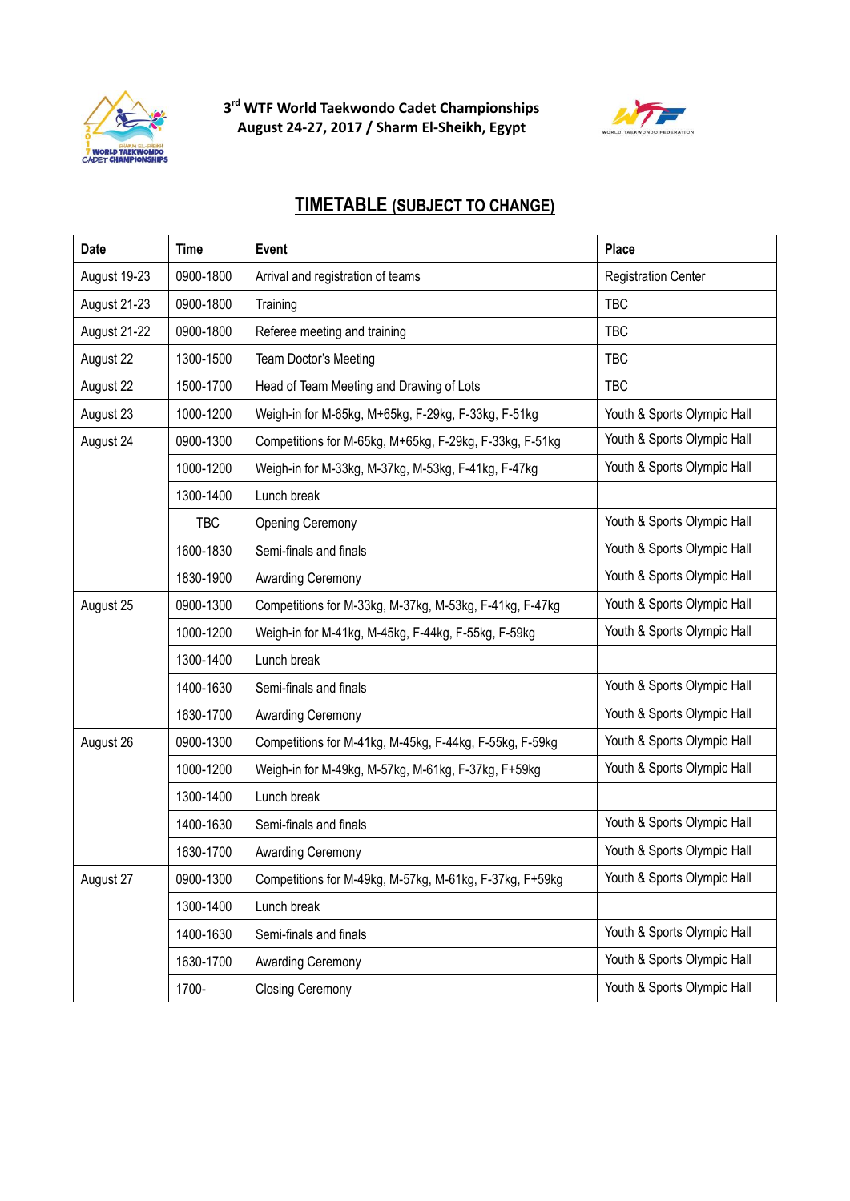**3rd WTF World Taekwondo Cadet Championships**
**August 24-27, 2017 / Sharm El-Sheikh, Egypt**

## TIMETABLE (SUBJECT TO CHANGE)

| Date | Time | Event | Place |
|---|---|---|---|
| August 19-23 | 0900-1800 | Arrival and registration of teams | Registration Center |
| August 21-23 | 0900-1800 | Training | TBC |
| August 21-22 | 0900-1800 | Referee meeting and training | TBC |
| August 22 | 1300-1500 | Team Doctor's Meeting | TBC |
| August 22 | 1500-1700 | Head of Team Meeting and Drawing of Lots | TBC |
| August 23 | 1000-1200 | Weigh-in for M-65kg, M+65kg, F-29kg, F-33kg, F-51kg | Youth & Sports Olympic Hall |
| August 24 | 0900-1300 | Competitions for M-65kg, M+65kg, F-29kg, F-33kg, F-51kg | Youth & Sports Olympic Hall |
| | 1000-1200 | Weigh-in for M-33kg, M-37kg, M-53kg, F-41kg, F-47kg | Youth & Sports Olympic Hall |
| | 1300-1400 | Lunch break | |
| | TBC | Opening Ceremony | Youth & Sports Olympic Hall |
| | 1600-1830 | Semi-finals and finals | Youth & Sports Olympic Hall |
| | 1830-1900 | Awarding Ceremony | Youth & Sports Olympic Hall |
| August 25 | 0900-1300 | Competitions for M-33kg, M-37kg, M-53kg, F-41kg, F-47kg | Youth & Sports Olympic Hall |
| | 1000-1200 | Weigh-in for M-41kg, M-45kg, F-44kg, F-55kg, F-59kg | Youth & Sports Olympic Hall |
| | 1300-1400 | Lunch break | |
| | 1400-1630 | Semi-finals and finals | Youth & Sports Olympic Hall |
| | 1630-1700 | Awarding Ceremony | Youth & Sports Olympic Hall |
| August 26 | 0900-1300 | Competitions for M-41kg, M-45kg, F-44kg, F-55kg, F-59kg | Youth & Sports Olympic Hall |
| | 1000-1200 | Weigh-in for M-49kg, M-57kg, M-61kg, F-37kg, F+59kg | Youth & Sports Olympic Hall |
| | 1300-1400 | Lunch break | |
| | 1400-1630 | Semi-finals and finals | Youth & Sports Olympic Hall |
| | 1630-1700 | Awarding Ceremony | Youth & Sports Olympic Hall |
| August 27 | 0900-1300 | Competitions for M-49kg, M-57kg, M-61kg, F-37kg, F+59kg | Youth & Sports Olympic Hall |
| | 1300-1400 | Lunch break | |
| | 1400-1630 | Semi-finals and finals | Youth & Sports Olympic Hall |
| | 1630-1700 | Awarding Ceremony | Youth & Sports Olympic Hall |
| | 1700- | Closing Ceremony | Youth & Sports Olympic Hall |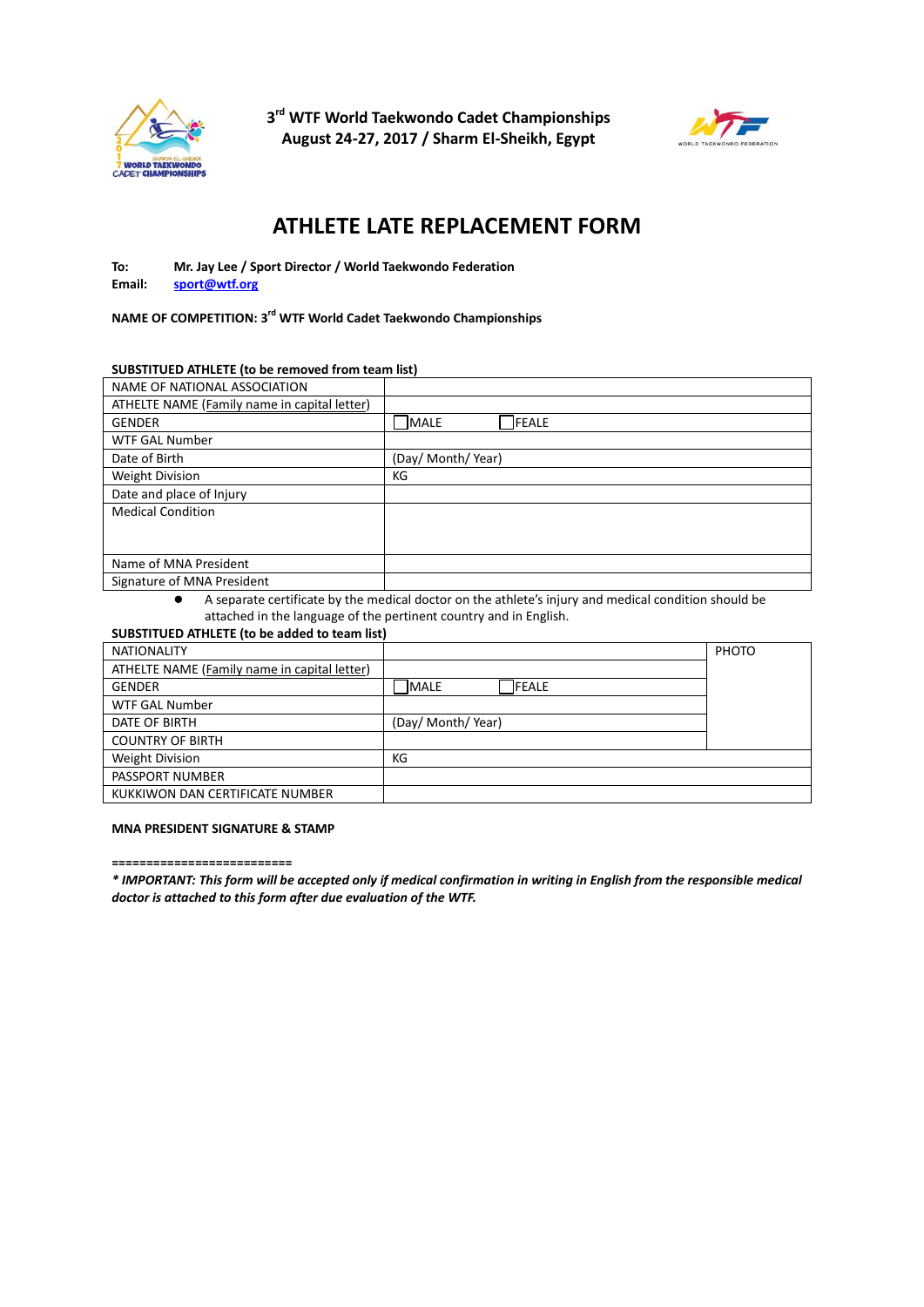**3rd WTF World Taekwondo Cadet Championships**
**August 24-27, 2017 / Sharm El-Sheikh, Egypt**

# ATHLETE LATE REPLACEMENT FORM

**To:** **Mr. Jay Lee / Sport Director / World Taekwondo Federation**
**Email:** **sport@wtf.org**

**NAME OF COMPETITION: 3rd WTF World Cadet Taekwondo Championships**

**SUBSTITUED ATHLETE (to be removed from team list)**

| | |
|---|---|
| NAME OF NATIONAL ASSOCIATION | |
| ATHELTE NAME (Family name in capital letter) | |
| GENDER | ☐MALE ☐FEALE |
| WTF GAL Number | |
| Date of Birth | (Day/ Month/ Year) |
| Weight Division | KG |
| Date and place of Injury | |
| Medical Condition | |
| Name of MNA President | |
| Signature of MNA President | |

- A separate certificate by the medical doctor on the athlete's injury and medical condition should be attached in the language of the pertinent country and in English.

**SUBSTITUED ATHLETE (to be added to team list)**

| | | |
|---|---|---|
| NATIONALITY | | PHOTO |
| ATHELTE NAME (Family name in capital letter) | | |
| GENDER | ☐MALE ☐FEALE | |
| WTF GAL Number | | |
| DATE OF BIRTH | (Day/ Month/ Year) | |
| COUNTRY OF BIRTH | | |
| Weight Division | KG | |
| PASSPORT NUMBER | | |
| KUKKIWON DAN CERTIFICATE NUMBER | | |

**MNA PRESIDENT SIGNATURE & STAMP**

==========================

***\* IMPORTANT: This form will be accepted only if medical confirmation in writing in English from the responsible medical doctor is attached to this form after due evaluation of the WTF.***